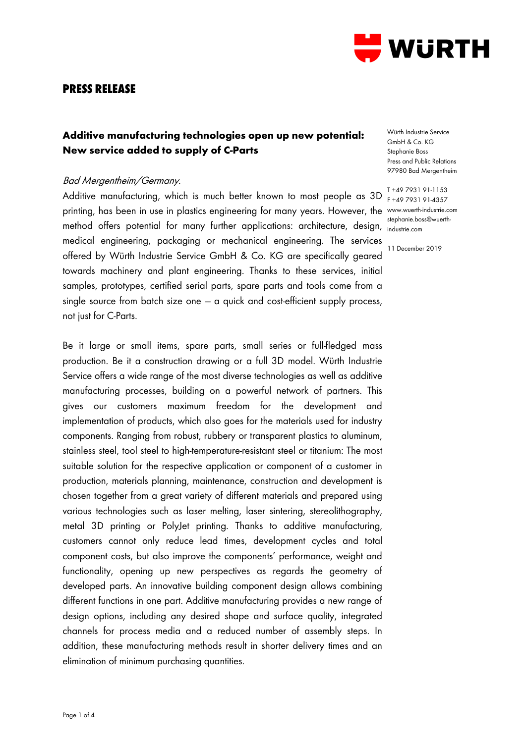**PRESS RELEASE**

## Additive manufacturing technologies open up new potential: New service added to supply of C-Parts

Würth Industrie Service GmbH & Co. KG
Stephanie Boss
Press and Public Relations
97980 Bad Mergentheim

T +49 7931 91-1153
F +49 7931 91-4357
www.wuerth-industrie.com
stephanie.boss@wuerth-industrie.com

11 December 2019

*Bad Mergentheim/Germany.*

Additive manufacturing, which is much better known to most people as 3D printing, has been in use in plastics engineering for many years. However, the method offers potential for many further applications: architecture, design, medical engineering, packaging or mechanical engineering. The services offered by Würth Industrie Service GmbH & Co. KG are specifically geared towards machinery and plant engineering. Thanks to these services, initial samples, prototypes, certified serial parts, spare parts and tools come from a single source from batch size one – a quick and cost-efficient supply process, not just for C-Parts.

Be it large or small items, spare parts, small series or full-fledged mass production. Be it a construction drawing or a full 3D model. Würth Industrie Service offers a wide range of the most diverse technologies as well as additive manufacturing processes, building on a powerful network of partners. This gives our customers maximum freedom for the development and implementation of products, which also goes for the materials used for industry components. Ranging from robust, rubbery or transparent plastics to aluminum, stainless steel, tool steel to high-temperature-resistant steel or titanium: The most suitable solution for the respective application or component of a customer in production, materials planning, maintenance, construction and development is chosen together from a great variety of different materials and prepared using various technologies such as laser melting, laser sintering, stereolithography, metal 3D printing or PolyJet printing. Thanks to additive manufacturing, customers cannot only reduce lead times, development cycles and total component costs, but also improve the components' performance, weight and functionality, opening up new perspectives as regards the geometry of developed parts. An innovative building component design allows combining different functions in one part. Additive manufacturing provides a new range of design options, including any desired shape and surface quality, integrated channels for process media and a reduced number of assembly steps. In addition, these manufacturing methods result in shorter delivery times and an elimination of minimum purchasing quantities.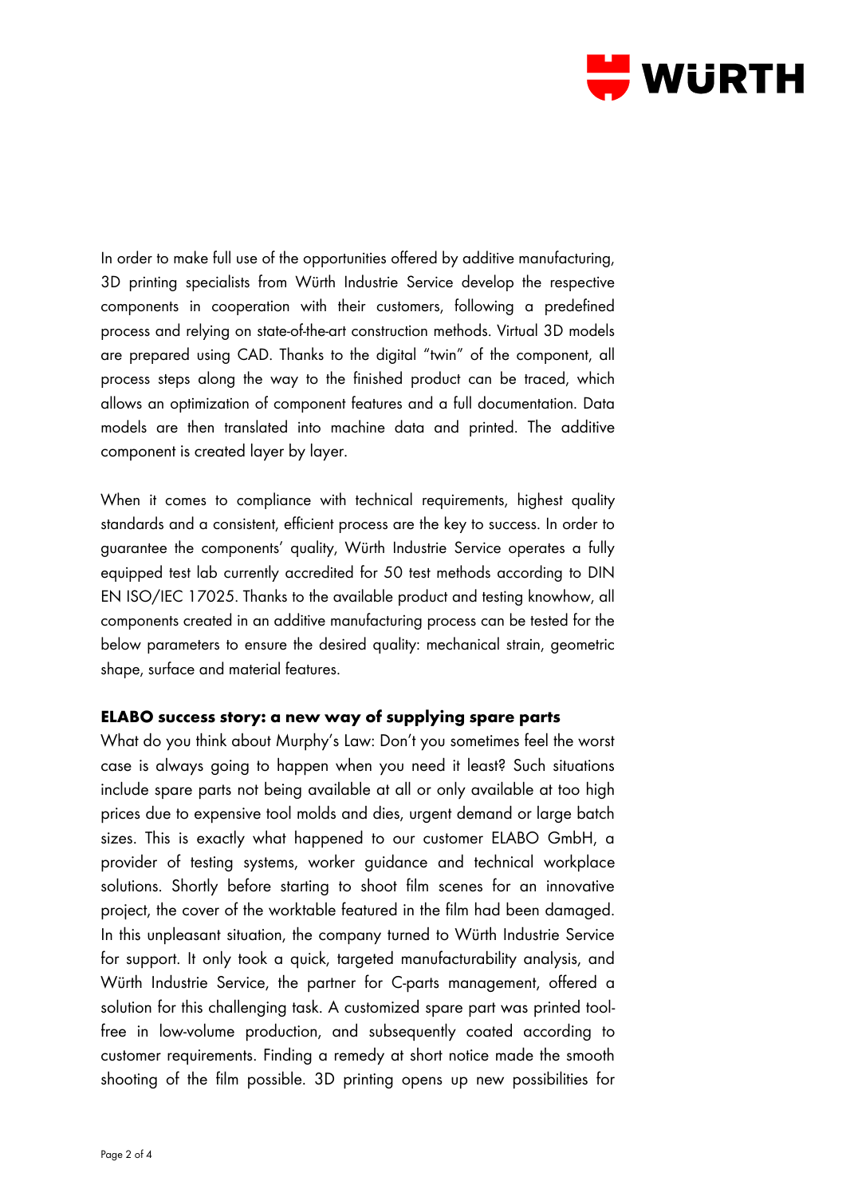In order to make full use of the opportunities offered by additive manufacturing, 3D printing specialists from Würth Industrie Service develop the respective components in cooperation with their customers, following a predefined process and relying on state-of-the-art construction methods. Virtual 3D models are prepared using CAD. Thanks to the digital "twin" of the component, all process steps along the way to the finished product can be traced, which allows an optimization of component features and a full documentation. Data models are then translated into machine data and printed. The additive component is created layer by layer.

When it comes to compliance with technical requirements, highest quality standards and a consistent, efficient process are the key to success. In order to guarantee the components' quality, Würth Industrie Service operates a fully equipped test lab currently accredited for 50 test methods according to DIN EN ISO/IEC 17025. Thanks to the available product and testing knowhow, all components created in an additive manufacturing process can be tested for the below parameters to ensure the desired quality: mechanical strain, geometric shape, surface and material features.

**ELABO success story: a new way of supplying spare parts**

What do you think about Murphy's Law: Don't you sometimes feel the worst case is always going to happen when you need it least? Such situations include spare parts not being available at all or only available at too high prices due to expensive tool molds and dies, urgent demand or large batch sizes. This is exactly what happened to our customer ELABO GmbH, a provider of testing systems, worker guidance and technical workplace solutions. Shortly before starting to shoot film scenes for an innovative project, the cover of the worktable featured in the film had been damaged. In this unpleasant situation, the company turned to Würth Industrie Service for support. It only took a quick, targeted manufacturability analysis, and Würth Industrie Service, the partner for C-parts management, offered a solution for this challenging task. A customized spare part was printed tool-free in low-volume production, and subsequently coated according to customer requirements. Finding a remedy at short notice made the smooth shooting of the film possible. 3D printing opens up new possibilities for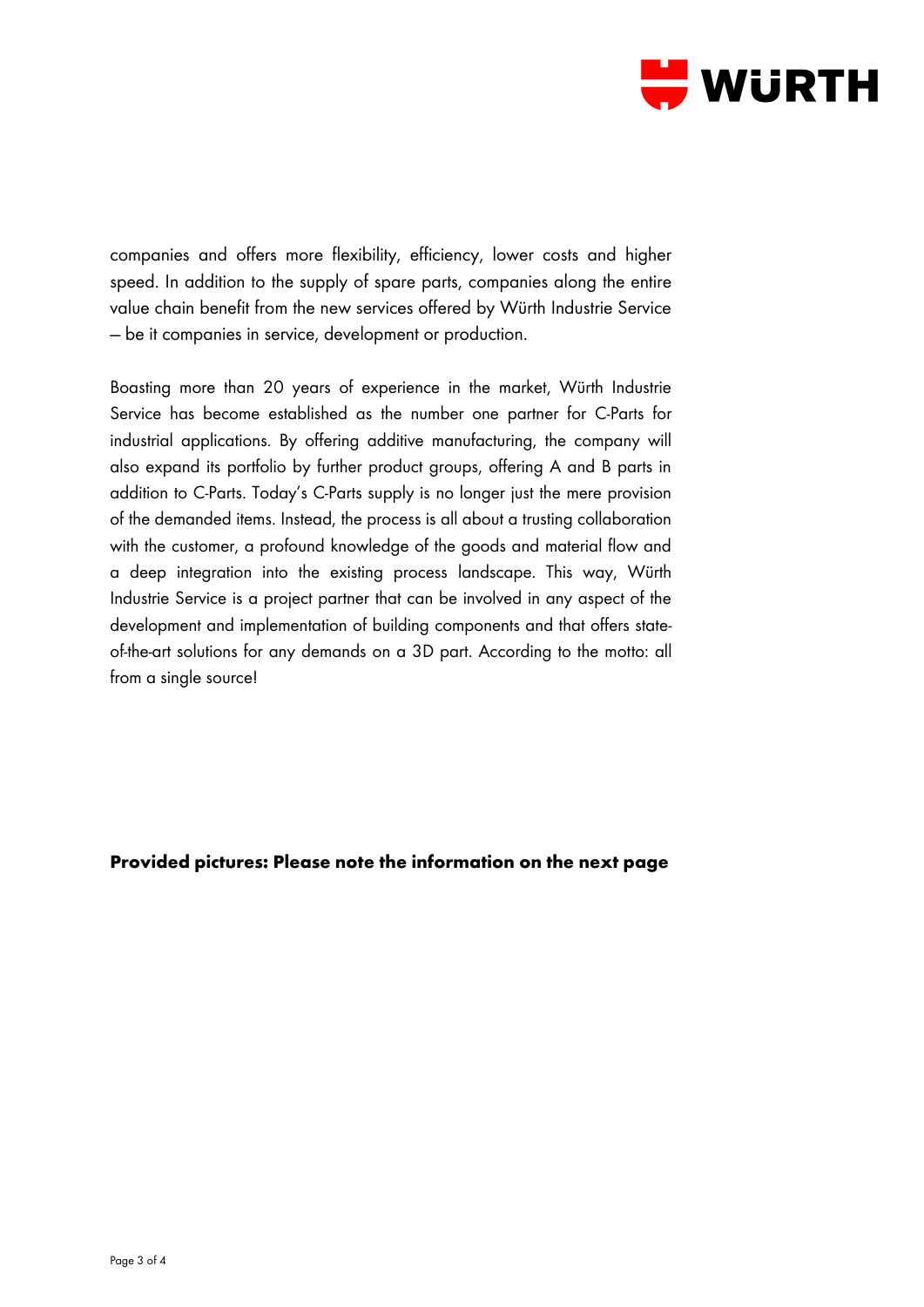companies and offers more flexibility, efficiency, lower costs and higher speed. In addition to the supply of spare parts, companies along the entire value chain benefit from the new services offered by Würth Industrie Service – be it companies in service, development or production.

Boasting more than 20 years of experience in the market, Würth Industrie Service has become established as the number one partner for C-Parts for industrial applications. By offering additive manufacturing, the company will also expand its portfolio by further product groups, offering A and B parts in addition to C-Parts. Today's C-Parts supply is no longer just the mere provision of the demanded items. Instead, the process is all about a trusting collaboration with the customer, a profound knowledge of the goods and material flow and a deep integration into the existing process landscape. This way, Würth Industrie Service is a project partner that can be involved in any aspect of the development and implementation of building components and that offers state-of-the-art solutions for any demands on a 3D part. According to the motto: all from a single source!

**Provided pictures: Please note the information on the next page**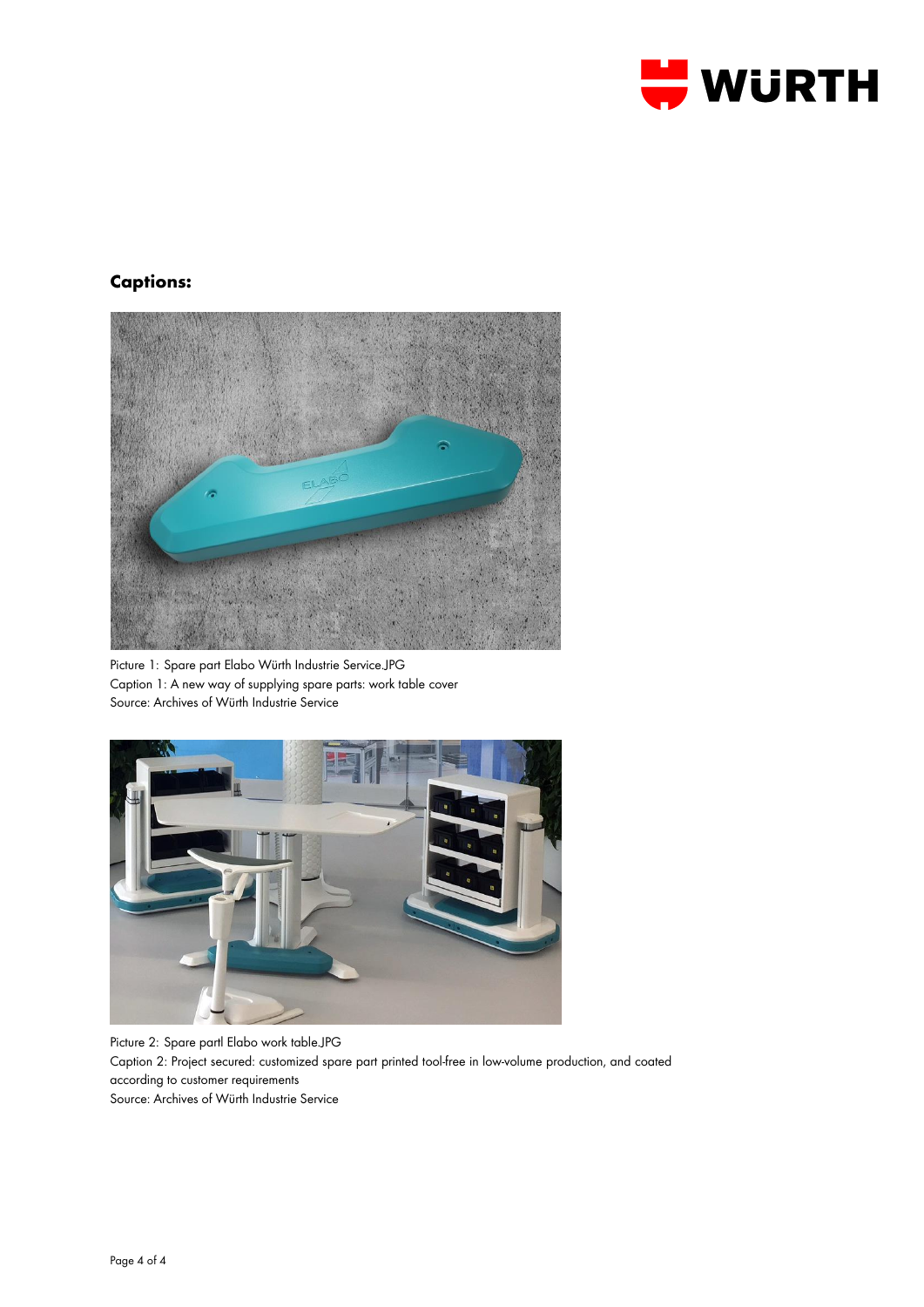## Captions:

Picture 1: Spare part Elabo Würth Industrie Service.JPG
Caption 1: A new way of supplying spare parts: work table cover
Source: Archives of Würth Industrie Service

Picture 2: Spare partl Elabo work table.JPG
Caption 2: Project secured: customized spare part printed tool-free in low-volume production, and coated according to customer requirements
Source: Archives of Würth Industrie Service